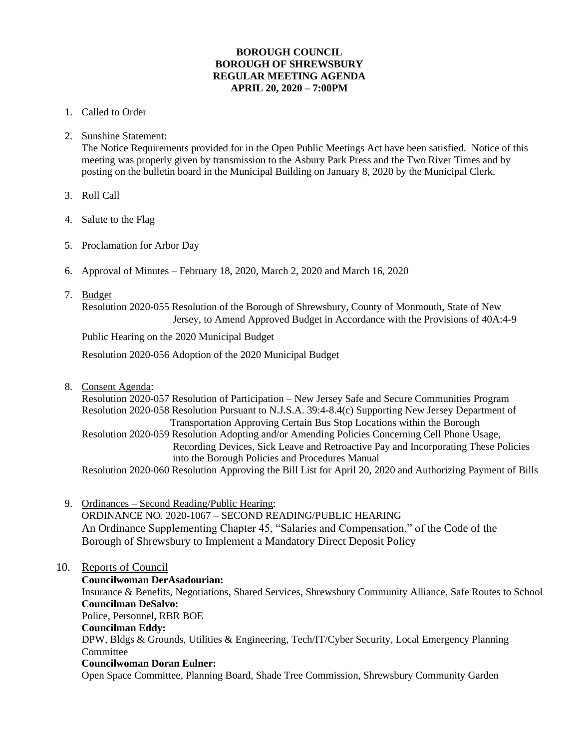**BOROUGH COUNCIL**
**BOROUGH OF SHREWSBURY**
**REGULAR MEETING AGENDA**
**APRIL 20, 2020 – 7:00PM**

1. Called to Order

2. Sunshine Statement:
   The Notice Requirements provided for in the Open Public Meetings Act have been satisfied. Notice of this meeting was properly given by transmission to the Asbury Park Press and the Two River Times and by posting on the bulletin board in the Municipal Building on January 8, 2020 by the Municipal Clerk.

3. Roll Call

4. Salute to the Flag

5. Proclamation for Arbor Day

6. Approval of Minutes – February 18, 2020, March 2, 2020 and March 16, 2020

7. Budget
   Resolution 2020-055 Resolution of the Borough of Shrewsbury, County of Monmouth, State of New Jersey, to Amend Approved Budget in Accordance with the Provisions of 40A:4-9

   Public Hearing on the 2020 Municipal Budget

   Resolution 2020-056 Adoption of the 2020 Municipal Budget

8. Consent Agenda:
   Resolution 2020-057 Resolution of Participation – New Jersey Safe and Secure Communities Program
   Resolution 2020-058 Resolution Pursuant to N.J.S.A. 39:4-8.4(c) Supporting New Jersey Department of Transportation Approving Certain Bus Stop Locations within the Borough
   Resolution 2020-059 Resolution Adopting and/or Amending Policies Concerning Cell Phone Usage, Recording Devices, Sick Leave and Retroactive Pay and Incorporating These Policies into the Borough Policies and Procedures Manual
   Resolution 2020-060 Resolution Approving the Bill List for April 20, 2020 and Authorizing Payment of Bills

9. Ordinances – Second Reading/Public Hearing:
   ORDINANCE NO. 2020-1067 – SECOND READING/PUBLIC HEARING
   An Ordinance Supplementing Chapter 45, "Salaries and Compensation," of the Code of the Borough of Shrewsbury to Implement a Mandatory Direct Deposit Policy

10. Reports of Council
    **Councilwoman DerAsadourian:**
    Insurance & Benefits, Negotiations, Shared Services, Shrewsbury Community Alliance, Safe Routes to School
    **Councilman DeSalvo:**
    Police, Personnel, RBR BOE
    **Councilman Eddy:**
    DPW, Bldgs & Grounds, Utilities & Engineering, Tech/IT/Cyber Security, Local Emergency Planning Committee
    **Councilwoman Doran Eulner:**
    Open Space Committee, Planning Board, Shade Tree Commission, Shrewsbury Community Garden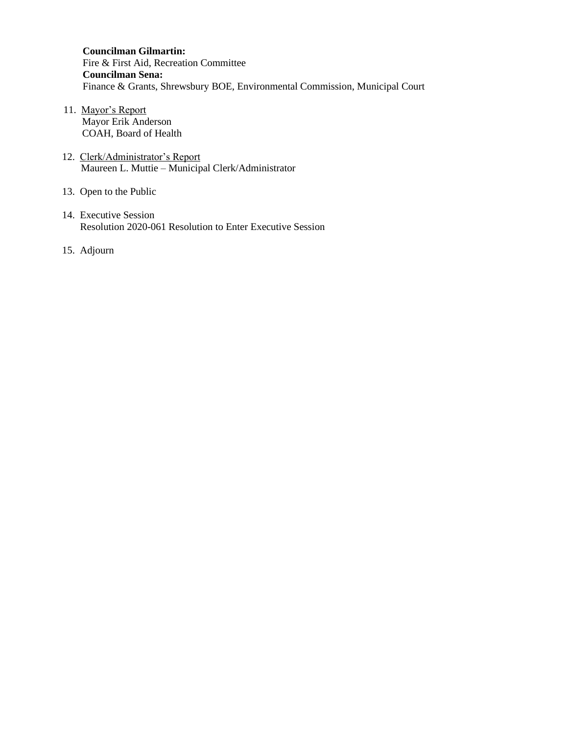**Councilman Gilmartin:**
Fire & First Aid, Recreation Committee
**Councilman Sena:**
Finance & Grants, Shrewsbury BOE, Environmental Commission, Municipal Court

11. <u>Mayor's Report</u>
    Mayor Erik Anderson
    COAH, Board of Health

12. <u>Clerk/Administrator's Report</u>
    Maureen L. Muttie – Municipal Clerk/Administrator

13. Open to the Public

14. Executive Session
    Resolution 2020-061 Resolution to Enter Executive Session

15. Adjourn